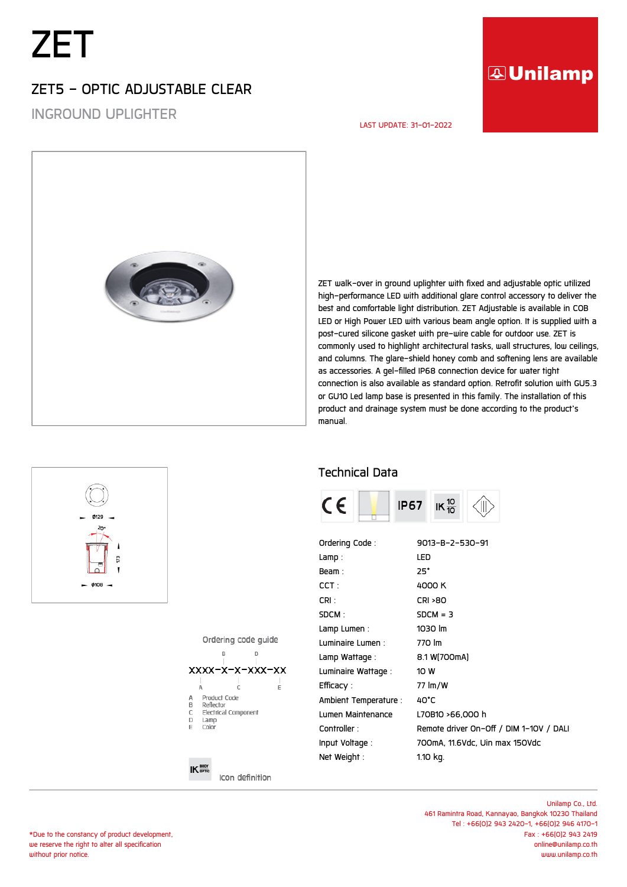# ZET

## ZET5 - OPTIC ADJUSTABLE CLEAR

INGROUND UPLIGHTER

LAST UPDATE: 31-01-2022

ZET walk-over in ground uplighter with fixed and adjustable optic utilized high-performance LED with additional glare control accessory to deliver the best and comfortable light distribution. ZET Adjustable is available in COB LED or High Power LED with various beam angle option. It is supplied with a post-cured silicone gasket with pre-wire cable for outdoor use. ZET is commonly used to highlight architectural tasks, wall structures, low ceilings, and columns. The glare-shield honey comb and softening lens are available as accessories. A gel-filled IP68 connection device for water tight connection is also available as standard option. Retrofit solution with GU5.3 or GU10 Led lamp base is presented in this family. The installation of this product and drainage system must be done according to the product's manual.

Ø129

20°

173

Ø108

## Technical Data

IP67 IK 10/10

| | |
|---|---|
| Ordering Code : | 9013-B-2-530-91 |
| Lamp : | LED |
| Beam : | 25° |
| CCT : | 4000 K |
| CRI : | CRI >80 |
| SDCM : | SDCM = 3 |
| Lamp Lumen : | 1030 lm |
| Luminaire Lumen : | 770 lm |
| Lamp Wattage : | 8.1 W(700mA) |
| Luminaire Wattage : | 10 W |
| Efficacy : | 77 lm/W |
| Ambient Temperature : | 40°C |
| Lumen Maintenance | L70B10 >66,000 h |
| Controller : | Remote driver On-Off / DIM 1-10V / DALI |
| Input Voltage : | 700mA, 11.6Vdc, Uin max 150Vdc |
| Net Weight : | 1.10 kg. |

### Ordering code guide

XXXX-X-X-XXX-XX

- A Product Code
- B Reflector
- C Electrical Component
- D Lamp
- E Color

IK BODY OPTIC — Icon definition

*Due to the constancy of product development, we reserve the right to alter all specification without prior notice.

Unilamp Co., Ltd.
461 Ramintra Road, Kannayao, Bangkok 10230 Thailand
Tel : +66(0)2 943 2420-1, +66(0)2 946 4170-1
Fax : +66(0)2 943 2419
online@unilamp.co.th
www.unilamp.co.th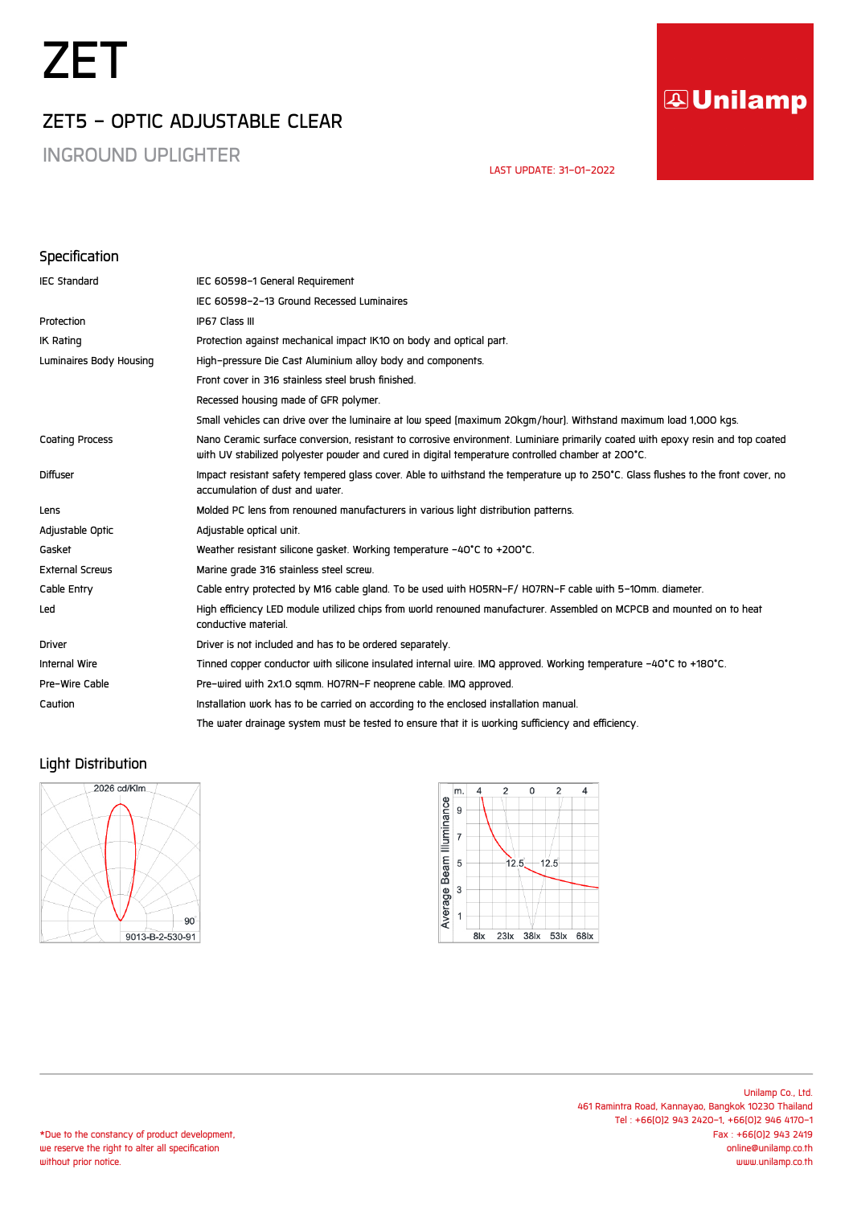# ZET

## ZET5 – OPTIC ADJUSTABLE CLEAR

INGROUND UPLIGHTER

LAST UPDATE: 31-01-2022

## Specification

| | |
|---|---|
| IEC Standard | IEC 60598-1 General Requirement |
| | IEC 60598-2-13 Ground Recessed Luminaires |
| Protection | IP67 Class III |
| IK Rating | Protection against mechanical impact IK10 on body and optical part. |
| Luminaires Body Housing | High-pressure Die Cast Aluminium alloy body and components. |
| | Front cover in 316 stainless steel brush finished. |
| | Recessed housing made of GFR polymer. |
| | Small vehicles can drive over the luminaire at low speed (maximum 20kgm/hour). Withstand maximum load 1,000 kgs. |
| Coating Process | Nano Ceramic surface conversion, resistant to corrosive environment. Luminiare primarily coated with epoxy resin and top coated with UV stabilized polyester powder and cured in digital temperature controlled chamber at 200°C. |
| Diffuser | Impact resistant safety tempered glass cover. Able to withstand the temperature up to 250°C. Glass flushes to the front cover, no accumulation of dust and water. |
| Lens | Molded PC lens from renowned manufacturers in various light distribution patterns. |
| Adjustable Optic | Adjustable optical unit. |
| Gasket | Weather resistant silicone gasket. Working temperature -40°C to +200°C. |
| External Screws | Marine grade 316 stainless steel screw. |
| Cable Entry | Cable entry protected by M16 cable gland. To be used with H05RN-F/ H07RN-F cable with 5-10mm. diameter. |
| Led | High efficiency LED module utilized chips from world renowned manufacturer. Assembled on MCPCB and mounted on to heat conductive material. |
| Driver | Driver is not included and has to be ordered separately. |
| Internal Wire | Tinned copper conductor with silicone insulated internal wire. IMQ approved. Working temperature -40°C to +180°C. |
| Pre-Wire Cable | Pre-wired with 2x1.0 sqmm. H07RN-F neoprene cable. IMQ approved. |
| Caution | Installation work has to be carried on according to the enclosed installation manual. |
| | The water drainage system must be tested to ensure that it is working sufficiency and efficiency. |

## Light Distribution

2026 cd/Klm

90

9013-B-2-530-91

Average Beam Illuminance

| m. | 4 | 2 | 0 | 2 | 4 |
|---|---|---|---|---|---|
| 9 | | | | | |
| 7 | | | | | |
| 5 | | 12.5 | | 12.5 | |
| 3 | | | | | |
| 1 | | | | | |
| | 8lx | 23lx | 38lx | 53lx | 68lx |

Unilamp Co., Ltd.
461 Ramintra Road, Kannayao, Bangkok 10230 Thailand
Tel : +66(0)2 943 2420-1, +66(0)2 946 4170-1
Fax : +66(0)2 943 2419
online@unilamp.co.th
www.unilamp.co.th

*Due to the constancy of product development, we reserve the right to alter all specification without prior notice.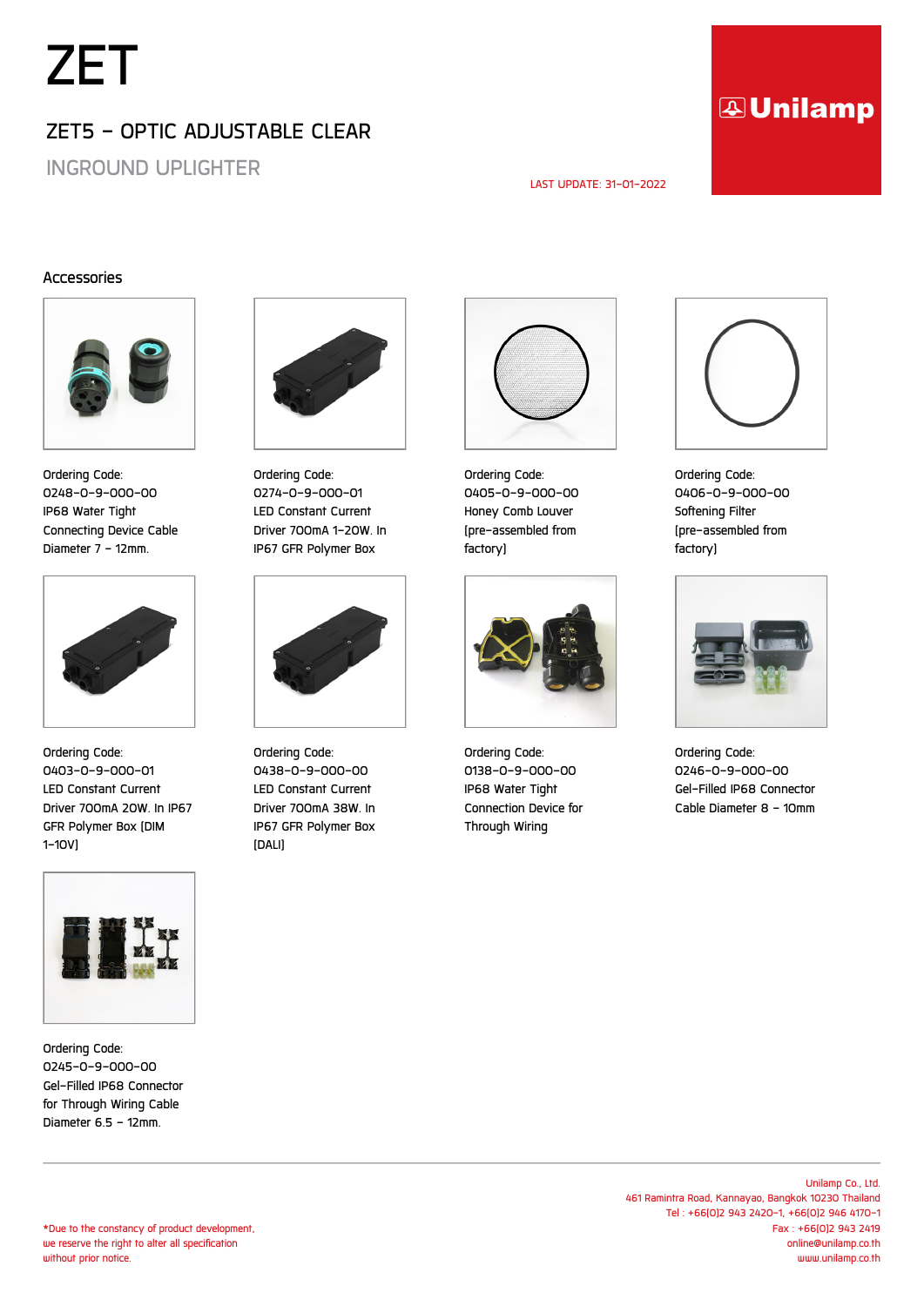# ZET

## ZET5 - OPTIC ADJUSTABLE CLEAR

### INGROUND UPLIGHTER

LAST UPDATE: 31-01-2022

Unilamp

### Accessories

Ordering Code:
0248-0-9-000-00
IP68 Water Tight
Connecting Device Cable
Diameter 7 - 12mm.

Ordering Code:
0274-0-9-000-01
LED Constant Current
Driver 700mA 1-20W. In
IP67 GFR Polymer Box

Ordering Code:
0405-0-9-000-00
Honey Comb Louver
(pre-assembled from
factory)

Ordering Code:
0406-0-9-000-00
Softening Filter
(pre-assembled from
factory)

Ordering Code:
0403-0-9-000-01
LED Constant Current
Driver 700mA 20W. In IP67
GFR Polymer Box (DIM
1-10V)

Ordering Code:
0438-0-9-000-00
LED Constant Current
Driver 700mA 38W. In
IP67 GFR Polymer Box
(DALI)

Ordering Code:
0138-0-9-000-00
IP68 Water Tight
Connection Device for
Through Wiring

Ordering Code:
0246-0-9-000-00
Gel-Filled IP68 Connector
Cable Diameter 8 - 10mm

Ordering Code:
0245-0-9-000-00
Gel-Filled IP68 Connector
for Through Wiring Cable
Diameter 6.5 - 12mm.

*Due to the constancy of product development,
we reserve the right to alter all specification
without prior notice.

Unilamp Co., Ltd.
461 Ramintra Road, Kannayao, Bangkok 10230 Thailand
Tel : +66(0)2 943 2420-1, +66(0)2 946 4170-1
Fax : +66(0)2 943 2419
online@unilamp.co.th
www.unilamp.co.th